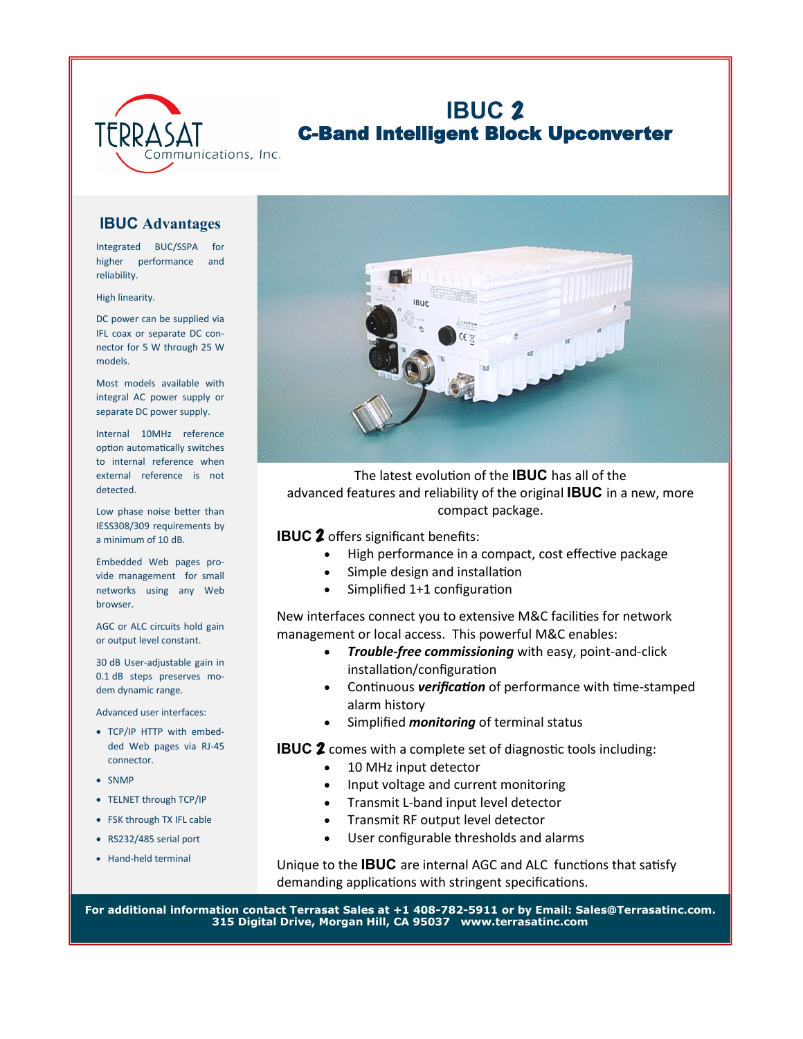# IBUC 2

## C-Band Intelligent Block Upconverter

TERRASAT Communications, Inc.

### IBUC Advantages

Integrated BUC/SSPA for higher performance and reliability.

High linearity.

DC power can be supplied via IFL coax or separate DC connector for 5 W through 25 W models.

Most models available with integral AC power supply or separate DC power supply.

Internal 10MHz reference option automatically switches to internal reference when external reference is not detected.

Low phase noise better than IESS308/309 requirements by a minimum of 10 dB.

Embedded Web pages provide management for small networks using any Web browser.

AGC or ALC circuits hold gain or output level constant.

30 dB User-adjustable gain in 0.1 dB steps preserves modem dynamic range.

Advanced user interfaces:

- TCP/IP HTTP with embedded Web pages via RJ-45 connector.
- SNMP
- TELNET through TCP/IP
- FSK through TX IFL cable
- RS232/485 serial port
- Hand-held terminal

The latest evolution of the **IBUC** has all of the advanced features and reliability of the original **IBUC** in a new, more compact package.

**IBUC 2** offers significant benefits:

- High performance in a compact, cost effective package
- Simple design and installation
- Simplified 1+1 configuration

New interfaces connect you to extensive M&C facilities for network management or local access. This powerful M&C enables:

- ***Trouble-free commissioning*** with easy, point-and-click installation/configuration
- Continuous ***verification*** of performance with time-stamped alarm history
- Simplified ***monitoring*** of terminal status

**IBUC 2** comes with a complete set of diagnostic tools including:

- 10 MHz input detector
- Input voltage and current monitoring
- Transmit L-band input level detector
- Transmit RF output level detector
- User configurable thresholds and alarms

Unique to the **IBUC** are internal AGC and ALC functions that satisfy demanding applications with stringent specifications.

**For additional information contact Terrasat Sales at +1 408-782-5911 or by Email: Sales@Terrasatinc.com.**
**315 Digital Drive, Morgan Hill, CA 95037 www.terrasatinc.com**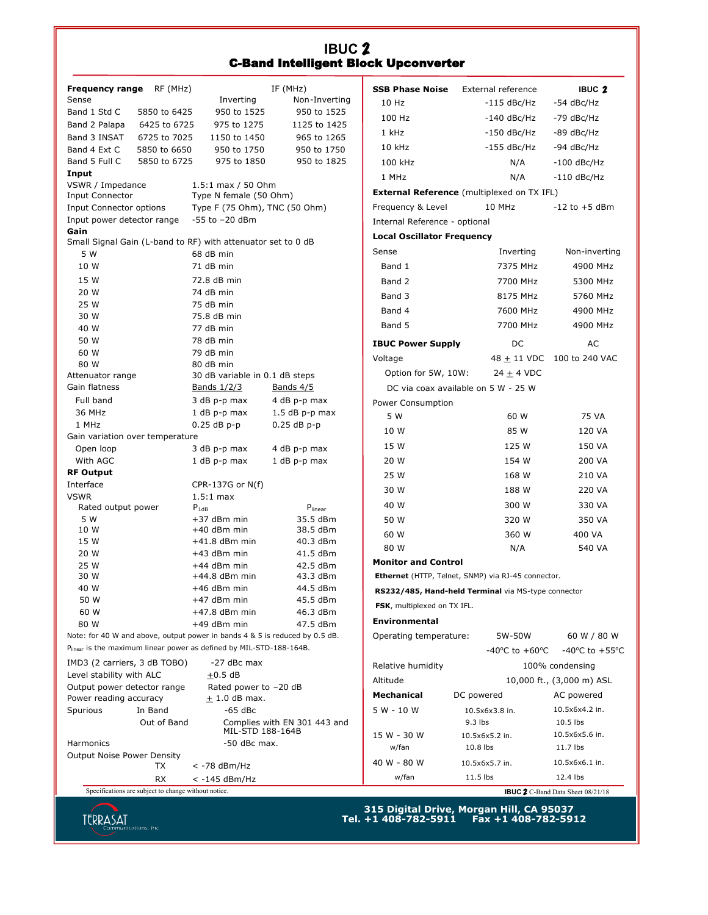# IBUC 2
## C-Band Intelligent Block Upconverter

| **Frequency range** | RF (MHz) | IF (MHz) | |
|---|---|---|---|
| Sense | | Inverting | Non-Inverting |
| Band 1 Std C | 5850 to 6425 | 950 to 1525 | 950 to 1525 |
| Band 2 Palapa | 6425 to 6725 | 975 to 1275 | 1125 to 1425 |
| Band 3 INSAT | 6725 to 7025 | 1150 to 1450 | 965 to 1265 |
| Band 4 Ext C | 5850 to 6650 | 950 to 1750 | 950 to 1750 |
| Band 5 Full C | 5850 to 6725 | 975 to 1850 | 950 to 1825 |

**Input**

| | |
|---|---|
| VSWR / Impedance | 1.5:1 max / 50 Ohm |
| Input Connector | Type N female (50 Ohm) |
| Input Connector options | Type F (75 Ohm), TNC (50 Ohm) |
| Input power detector range | -55 to −20 dBm |

**Gain**

Small Signal Gain (L-band to RF) with attenuator set to 0 dB

| | | |
|---|---|---|
| 5 W | 68 dB min | |
| 10 W | 71 dB min | |
| 15 W | 72.8 dB min | |
| 20 W | 74 dB min | |
| 25 W | 75 dB min | |
| 30 W | 75.8 dB min | |
| 40 W | 77 dB min | |
| 50 W | 78 dB min | |
| 60 W | 79 dB min | |
| 80 W | 80 dB min | |
| Attenuator range | 30 dB variable in 0.1 dB steps | |
| Gain flatness | Bands 1/2/3 | Bands 4/5 |
| Full band | 3 dB p-p max | 4 dB p-p max |
| 36 MHz | 1 dB p-p max | 1.5 dB p-p max |
| 1 MHz | 0.25 dB p-p | 0.25 dB p-p |
| Gain variation over temperature | | |
| Open loop | 3 dB p-p max | 4 dB p-p max |
| With AGC | 1 dB p-p max | 1 dB p-p max |

**RF Output**

| | | |
|---|---|---|
| Interface | CPR-137G or N(f) | |
| VSWR | 1.5:1 max | |
| Rated output power | $P_{1dB}$ | $P_{linear}$ |
| 5 W | +37 dBm min | 35.5 dBm |
| 10 W | +40 dBm min | 38.5 dBm |
| 15 W | +41.8 dBm min | 40.3 dBm |
| 20 W | +43 dBm min | 41.5 dBm |
| 25 W | +44 dBm min | 42.5 dBm |
| 30 W | +44.8 dBm min | 43.3 dBm |
| 40 W | +46 dBm min | 44.5 dBm |
| 50 W | +47 dBm min | 45.5 dBm |
| 60 W | +47.8 dBm min | 46.3 dBm |
| 80 W | +49 dBm min | 47.5 dBm |

Note: for 40 W and above, output power in bands 4 & 5 is reduced by 0.5 dB.

$P_{linear}$ is the maximum linear power as defined by MIL-STD-188-164B.

| | | |
|---|---|---|
| IMD3 (2 carriers, 3 dB TOBO) | | -27 dBc max |
| Level stability with ALC | | ±0.5 dB |
| Output power detector range | | Rated power to −20 dB |
| Power reading accuracy | | ± 1.0 dB max. |
| Spurious | In Band | -65 dBc |
| | Out of Band | Complies with EN 301 443 and MIL-STD 188-164B |
| Harmonics | | -50 dBc max. |
| Output Noise Power Density | | |
| | TX | < -78 dBm/Hz |
| | RX | < -145 dBm/Hz |

| **SSB Phase Noise** | External reference | IBUC 2 |
|---|---|---|
| 10 Hz | -115 dBc/Hz | -54 dBc/Hz |
| 100 Hz | -140 dBc/Hz | -79 dBc/Hz |
| 1 kHz | -150 dBc/Hz | -89 dBc/Hz |
| 10 kHz | -155 dBc/Hz | -94 dBc/Hz |
| 100 kHz | N/A | -100 dBc/Hz |
| 1 MHz | N/A | -110 dBc/Hz |

**External Reference** (multiplexed on TX IFL)

| | | |
|---|---|---|
| Frequency & Level | 10 MHz | -12 to +5 dBm |
| Internal Reference - optional | | |

**Local Oscillator Frequency**

| Sense | Inverting | Non-inverting |
|---|---|---|
| Band 1 | 7375 MHz | 4900 MHz |
| Band 2 | 7700 MHz | 5300 MHz |
| Band 3 | 8175 MHz | 5760 MHz |
| Band 4 | 7600 MHz | 4900 MHz |
| Band 5 | 7700 MHz | 4900 MHz |

| **IBUC Power Supply** | DC | AC |
|---|---|---|
| Voltage | 48 ± 11 VDC | 100 to 240 VAC |
| Option for 5W, 10W: | 24 ± 4 VDC | |
| DC via coax available on 5 W - 25 W | | |
| Power Consumption | | |
| 5 W | 60 W | 75 VA |
| 10 W | 85 W | 120 VA |
| 15 W | 125 W | 150 VA |
| 20 W | 154 W | 200 VA |
| 25 W | 168 W | 210 VA |
| 30 W | 188 W | 220 VA |
| 40 W | 300 W | 330 VA |
| 50 W | 320 W | 350 VA |
| 60 W | 360 W | 400 VA |
| 80 W | N/A | 540 VA |

**Monitor and Control**

**Ethernet** (HTTP, Telnet, SNMP) via RJ-45 connector.

**RS232/485, Hand-held Terminal** via MS-type connector

**FSK**, multiplexed on TX IFL.

**Environmental**

| | | |
|---|---|---|
| Operating temperature: | 5W-50W | 60 W / 80 W |
| | -40°C to +60°C | -40°C to +55°C |
| Relative humidity | 100% condensing | |
| Altitude | 10,000 ft., (3,000 m) ASL | |

| **Mechanical** | DC powered | AC powered |
|---|---|---|
| 5 W - 10 W | 10.5x6x3.8 in. | 10.5x6x4.2 in. |
| | 9.3 lbs | 10.5 lbs |
| 15 W - 30 W w/fan | 10.5x6x5.2 in. | 10.5x6x5.6 in. |
| | 10.8 lbs | 11.7 lbs |
| 40 W - 80 W w/fan | 10.5x6x5.7 in. | 10.5x6x6.1 in. |
| | 11.5 lbs | 12.4 lbs |

Specifications are subject to change without notice.

IBUC 2 C-Band Data Sheet 08/21/18

TERRASAT Communications, Inc

315 Digital Drive, Morgan Hill, CA 95037
Tel. +1 408-782-5911 Fax +1 408-782-5912